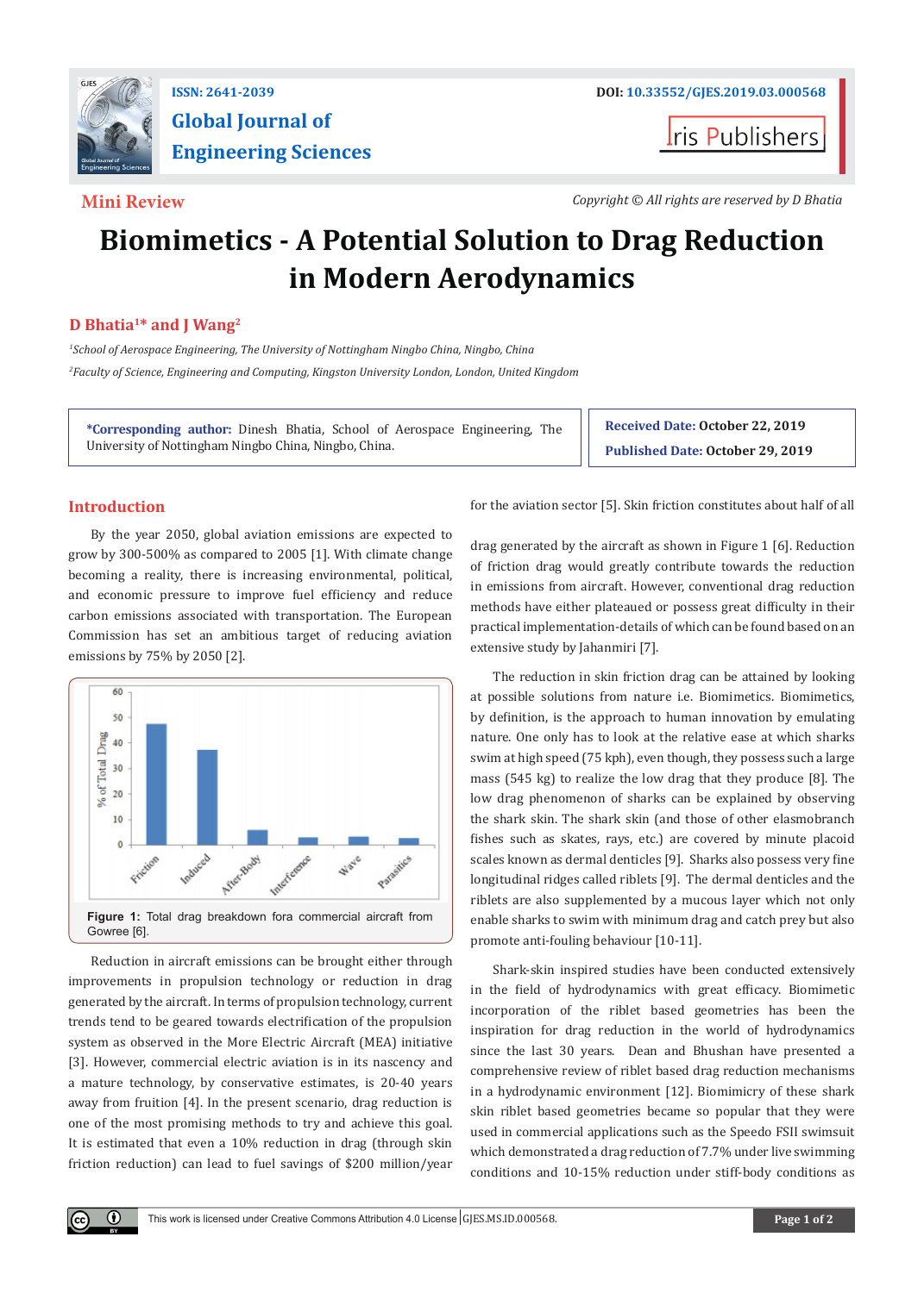ISSN: 2641-2039

# Global Journal of Engineering Sciences

DOI: 10.33552/GJES.2019.03.000568

Iris Publishers

**Mini Review**

*Copyright © All rights are reserved by D Bhatia*

# Biomimetics - A Potential Solution to Drag Reduction in Modern Aerodynamics

**D Bhatia[1]* and J Wang[2]**

*[1]School of Aerospace Engineering, The University of Nottingham Ningbo China, Ningbo, China*

*[2]Faculty of Science, Engineering and Computing, Kingston University London, London, United Kingdom*

**\*Corresponding author:** Dinesh Bhatia, School of Aerospace Engineering, The University of Nottingham Ningbo China, Ningbo, China.

**Received Date:** October 22, 2019

**Published Date:** October 29, 2019

## Introduction

By the year 2050, global aviation emissions are expected to grow by 300-500% as compared to 2005 [1]. With climate change becoming a reality, there is increasing environmental, political, and economic pressure to improve fuel efficiency and reduce carbon emissions associated with transportation. The European Commission has set an ambitious target of reducing aviation emissions by 75% by 2050 [2].

**Figure 1:** Total drag breakdown fora commercial aircraft from Gowree [6].

Reduction in aircraft emissions can be brought either through improvements in propulsion technology or reduction in drag generated by the aircraft. In terms of propulsion technology, current trends tend to be geared towards electrification of the propulsion system as observed in the More Electric Aircraft (MEA) initiative [3]. However, commercial electric aviation is in its nascency and a mature technology, by conservative estimates, is 20-40 years away from fruition [4]. In the present scenario, drag reduction is one of the most promising methods to try and achieve this goal. It is estimated that even a 10% reduction in drag (through skin friction reduction) can lead to fuel savings of $200 million/year for the aviation sector [5]. Skin friction constitutes about half of all drag generated by the aircraft as shown in Figure 1 [6]. Reduction of friction drag would greatly contribute towards the reduction in emissions from aircraft. However, conventional drag reduction methods have either plateaued or possess great difficulty in their practical implementation-details of which can be found based on an extensive study by Jahanmiri [7].

The reduction in skin friction drag can be attained by looking at possible solutions from nature i.e. Biomimetics. Biomimetics, by definition, is the approach to human innovation by emulating nature. One only has to look at the relative ease at which sharks swim at high speed (75 kph), even though, they possess such a large mass (545 kg) to realize the low drag that they produce [8]. The low drag phenomenon of sharks can be explained by observing the shark skin. The shark skin (and those of other elasmobranch fishes such as skates, rays, etc.) are covered by minute placoid scales known as dermal denticles [9]. Sharks also possess very fine longitudinal ridges called riblets [9]. The dermal denticles and the riblets are also supplemented by a mucous layer which not only enable sharks to swim with minimum drag and catch prey but also promote anti-fouling behaviour [10-11].

Shark-skin inspired studies have been conducted extensively in the field of hydrodynamics with great efficacy. Biomimetic incorporation of the riblet based geometries has been the inspiration for drag reduction in the world of hydrodynamics since the last 30 years. Dean and Bhushan have presented a comprehensive review of riblet based drag reduction mechanisms in a hydrodynamic environment [12]. Biomimicry of these shark skin riblet based geometries became so popular that they were used in commercial applications such as the Speedo FSII swimsuit which demonstrated a drag reduction of 7.7% under live swimming conditions and 10-15% reduction under stiff-body conditions as

This work is licensed under Creative Commons Attribution 4.0 License | GJES.MS.ID.000568.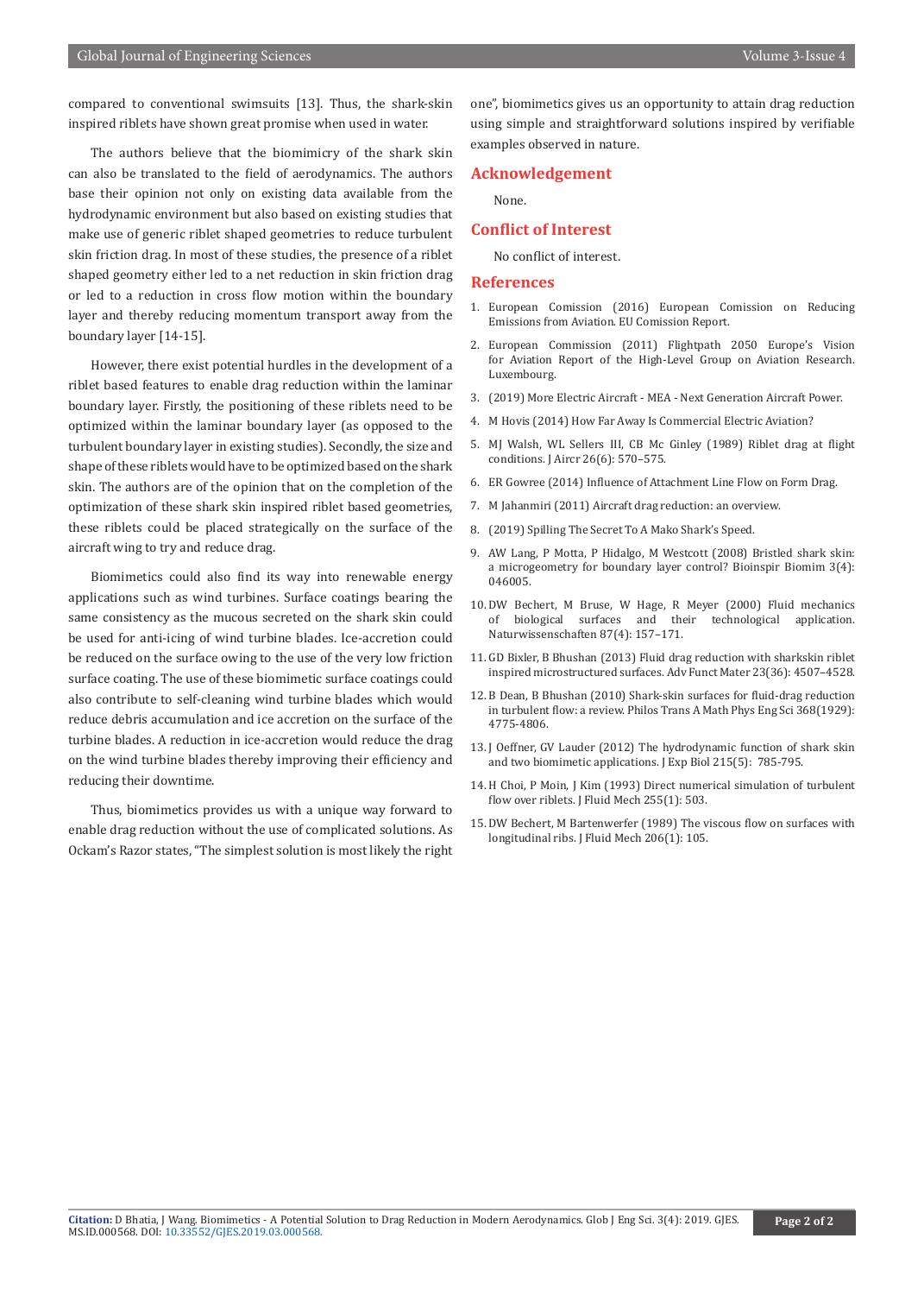compared to conventional swimsuits [13]. Thus, the shark-skin inspired riblets have shown great promise when used in water.

The authors believe that the biomimicry of the shark skin can also be translated to the field of aerodynamics. The authors base their opinion not only on existing data available from the hydrodynamic environment but also based on existing studies that make use of generic riblet shaped geometries to reduce turbulent skin friction drag. In most of these studies, the presence of a riblet shaped geometry either led to a net reduction in skin friction drag or led to a reduction in cross flow motion within the boundary layer and thereby reducing momentum transport away from the boundary layer [14-15].

However, there exist potential hurdles in the development of a riblet based features to enable drag reduction within the laminar boundary layer. Firstly, the positioning of these riblets need to be optimized within the laminar boundary layer (as opposed to the turbulent boundary layer in existing studies). Secondly, the size and shape of these riblets would have to be optimized based on the shark skin. The authors are of the opinion that on the completion of the optimization of these shark skin inspired riblet based geometries, these riblets could be placed strategically on the surface of the aircraft wing to try and reduce drag.

Biomimetics could also find its way into renewable energy applications such as wind turbines. Surface coatings bearing the same consistency as the mucous secreted on the shark skin could be used for anti-icing of wind turbine blades. Ice-accretion could be reduced on the surface owing to the use of the very low friction surface coating. The use of these biomimetic surface coatings could also contribute to self-cleaning wind turbine blades which would reduce debris accumulation and ice accretion on the surface of the turbine blades. A reduction in ice-accretion would reduce the drag on the wind turbine blades thereby improving their efficiency and reducing their downtime.

Thus, biomimetics provides us with a unique way forward to enable drag reduction without the use of complicated solutions. As Ockam's Razor states, "The simplest solution is most likely the right one", biomimetics gives us an opportunity to attain drag reduction using simple and straightforward solutions inspired by verifiable examples observed in nature.

## Acknowledgement

None.

## Conflict of Interest

No conflict of interest.

## References

1. European Comission (2016) European Comission on Reducing Emissions from Aviation. EU Comission Report.
2. European Commission (2011) Flightpath 2050 Europe's Vision for Aviation Report of the High-Level Group on Aviation Research. Luxembourg.
3. (2019) More Electric Aircraft - MEA - Next Generation Aircraft Power.
4. M Hovis (2014) How Far Away Is Commercial Electric Aviation?
5. MJ Walsh, WL Sellers III, CB Mc Ginley (1989) Riblet drag at flight conditions. J Aircr 26(6): 570–575.
6. ER Gowree (2014) Influence of Attachment Line Flow on Form Drag.
7. M Jahanmiri (2011) Aircraft drag reduction: an overview.
8. (2019) Spilling The Secret To A Mako Shark's Speed.
9. AW Lang, P Motta, P Hidalgo, M Westcott (2008) Bristled shark skin: a microgeometry for boundary layer control? Bioinspir Biomim 3(4): 046005.
10. DW Bechert, M Bruse, W Hage, R Meyer (2000) Fluid mechanics of biological surfaces and their technological application. Naturwissenschaften 87(4): 157–171.
11. GD Bixler, B Bhushan (2013) Fluid drag reduction with sharkskin riblet inspired microstructured surfaces. Adv Funct Mater 23(36): 4507–4528.
12. B Dean, B Bhushan (2010) Shark-skin surfaces for fluid-drag reduction in turbulent flow: a review. Philos Trans A Math Phys Eng Sci 368(1929): 4775-4806.
13. J Oeffner, GV Lauder (2012) The hydrodynamic function of shark skin and two biomimetic applications. J Exp Biol 215(5): 785-795.
14. H Choi, P Moin, J Kim (1993) Direct numerical simulation of turbulent flow over riblets. J Fluid Mech 255(1): 503.
15. DW Bechert, M Bartenwerfer (1989) The viscous flow on surfaces with longitudinal ribs. J Fluid Mech 206(1): 105.